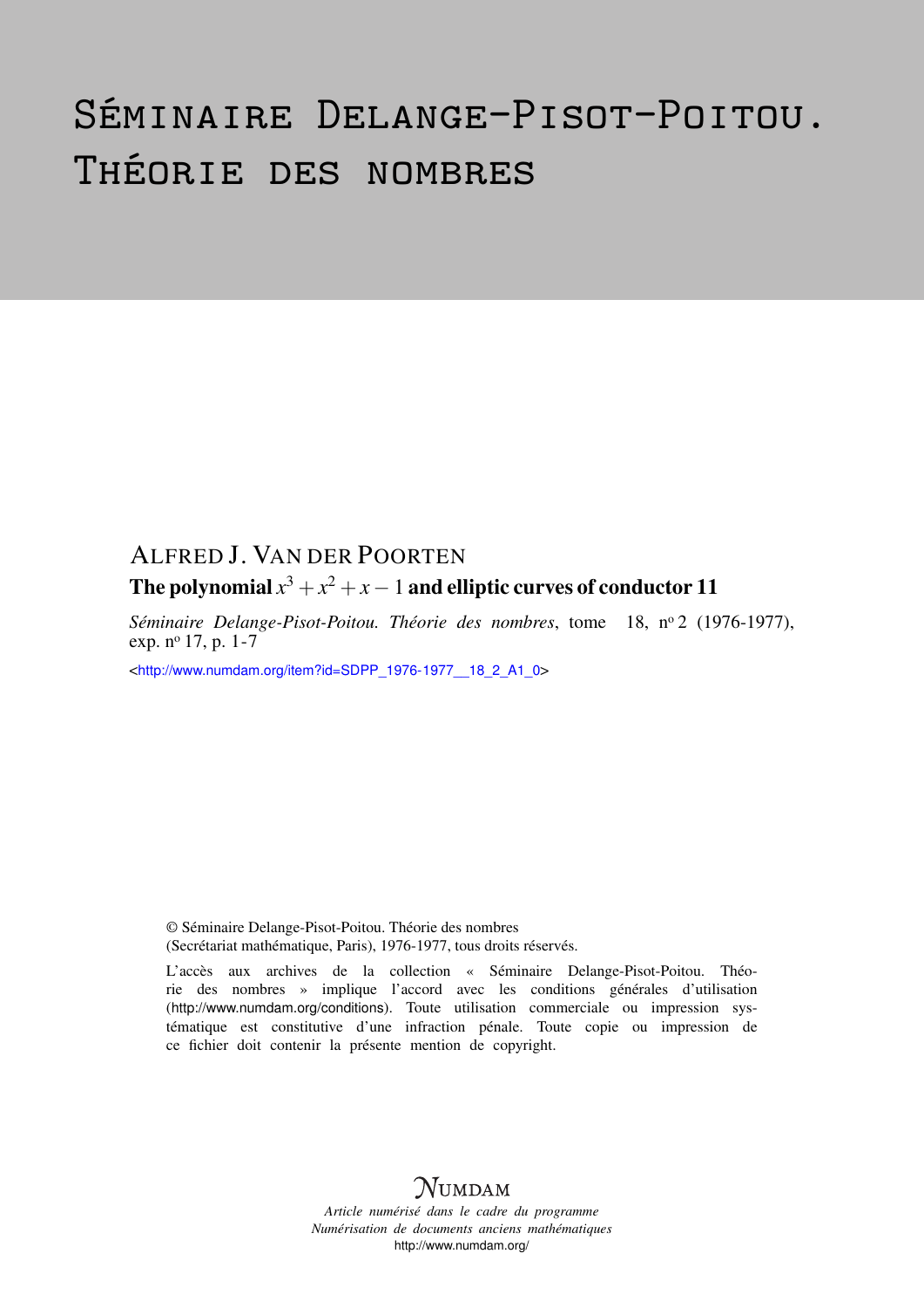# Séminaire Delange-Pisot-Poitou. Théorie des nombres

ALFRED J. VAN DER POORTEN

**The polynomial $x^3 + x^2 + x - 1$ and elliptic curves of conductor 11**

*Séminaire Delange-Pisot-Poitou. Théorie des nombres*, tome 18, n° 2 (1976-1977), exp. n° 17, p. 1-7

<http://www.numdam.org/item?id=SDPP_1976-1977__18_2_A1_0>

© Séminaire Delange-Pisot-Poitou. Théorie des nombres (Secrétariat mathématique, Paris), 1976-1977, tous droits réservés.

L'accès aux archives de la collection « Séminaire Delange-Pisot-Poitou. Théorie des nombres » implique l'accord avec les conditions générales d'utilisation (http://www.numdam.org/conditions). Toute utilisation commerciale ou impression systématique est constitutive d'une infraction pénale. Toute copie ou impression de ce fichier doit contenir la présente mention de copyright.

NUMDAM

*Article numérisé dans le cadre du programme Numérisation de documents anciens mathématiques*

http://www.numdam.org/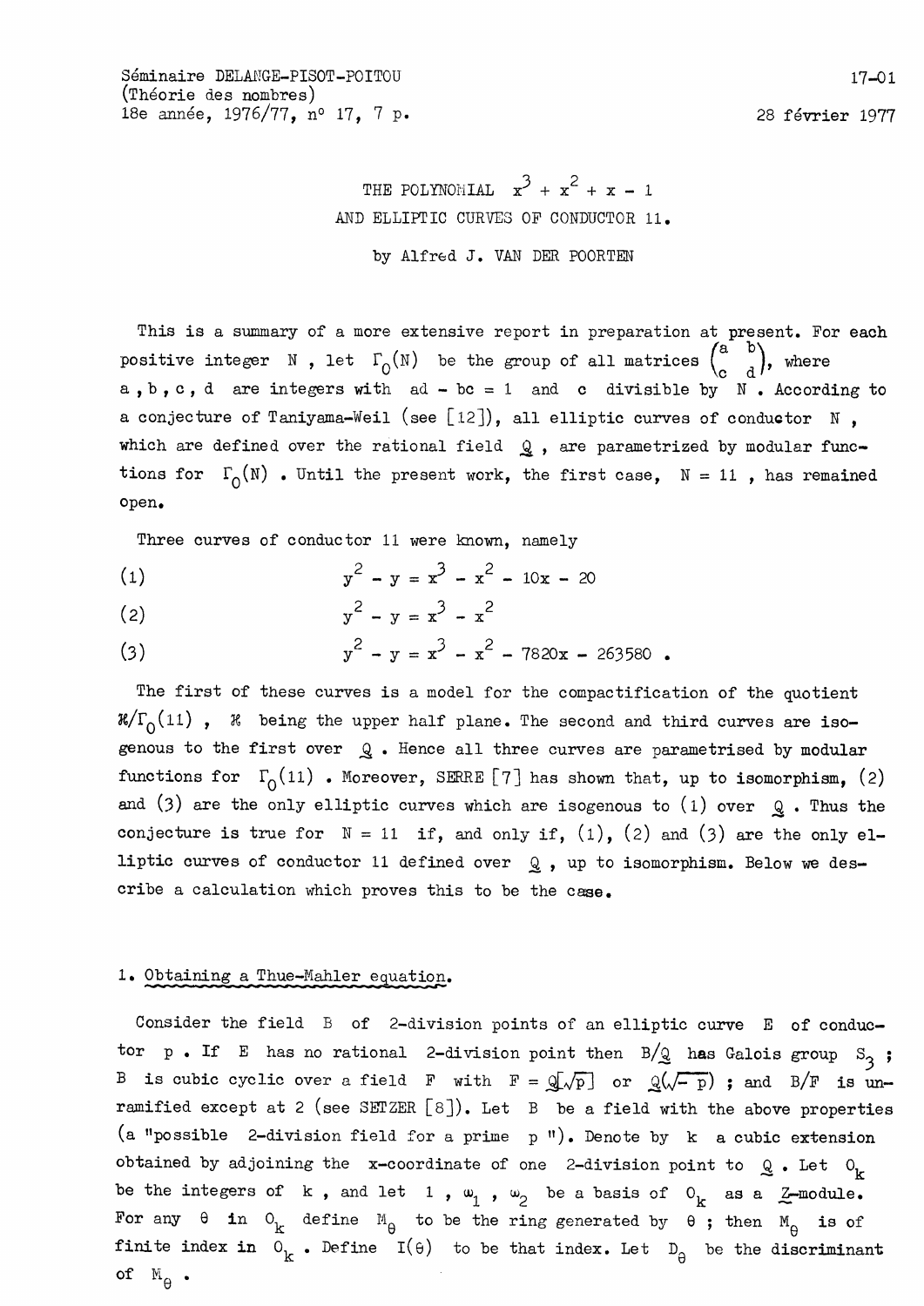THE POLYNOMIAL $x^3 + x^2 + x - 1$
AND ELLIPTIC CURVES OF CONDUCTOR 11.

by Alfred J. VAN DER POORTEN

This is a summary of a more extensive report in preparation at present. For each positive integer $N$, let $\Gamma_0(N)$ be the group of all matrices $\begin{pmatrix} a & b \\ c & d \end{pmatrix}$, where $a$, $b$, $c$, $d$ are integers with $ad - bc = 1$ and $c$ divisible by $N$. According to a conjecture of Taniyama-Weil (see [12]), all elliptic curves of conductor $N$, which are defined over the rational field $\mathbb{Q}$, are parametrized by modular functions for $\Gamma_0(N)$. Until the present work, the first case, $N = 11$, has remained open.

Three curves of conductor 11 were known, namely

$$y^2 - y = x^3 - x^2 - 10x - 20 \tag{1}$$

$$y^2 - y = x^3 - x^2 \tag{2}$$

$$y^2 - y = x^3 - x^2 - 7820x - 263580 . \tag{3}$$

The first of these curves is a model for the compactification of the quotient $\mathcal{H}/\Gamma_0(11)$, $\mathcal{H}$ being the upper half plane. The second and third curves are isogenous to the first over $\mathbb{Q}$. Hence all three curves are parametrised by modular functions for $\Gamma_0(11)$. Moreover, SERRE [7] has shown that, up to isomorphism, (2) and (3) are the only elliptic curves which are isogenous to (1) over $\mathbb{Q}$. Thus the conjecture is true for $N = 11$ if, and only if, (1), (2) and (3) are the only elliptic curves of conductor 11 defined over $\mathbb{Q}$, up to isomorphism. Below we describe a calculation which proves this to be the case.

## 1. Obtaining a Thue-Mahler equation.

Consider the field $B$ of 2-division points of an elliptic curve $E$ of conductor $p$. If $E$ has no rational 2-division point then $B/\mathbb{Q}$ has Galois group $S_3$; $B$ is cubic cyclic over a field $F$ with $F = \mathbb{Q}[\sqrt{p}]$ or $\mathbb{Q}(\sqrt{-p})$; and $B/F$ is unramified except at 2 (see SETZER [8]). Let $B$ be a field with the above properties (a "possible 2-division field for a prime $p$"). Denote by $k$ a cubic extension obtained by adjoining the x-coordinate of one 2-division point to $\mathbb{Q}$. Let $O_k$ be the integers of $k$, and let $1$, $\omega_1$, $\omega_2$ be a basis of $O_k$ as a $\mathbb{Z}$-module. For any $\theta$ in $O_k$ define $M_\theta$ to be the ring generated by $\theta$; then $M_\theta$ is of finite index in $O_k$. Define $I(\theta)$ to be that index. Let $D_\theta$ be the discriminant of $M_\theta$.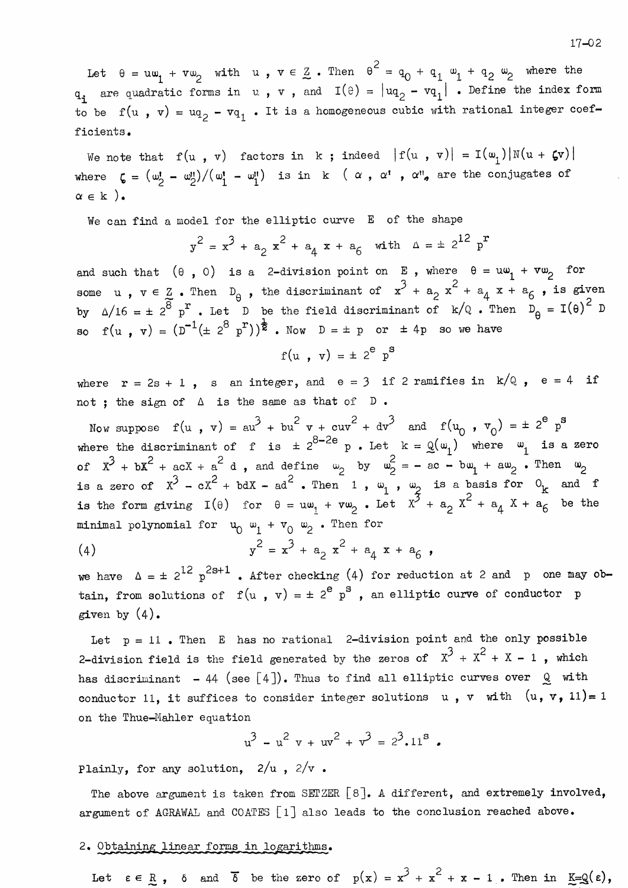Let $\theta = u\omega_1 + v\omega_2$ with $u, v \in \underline{Z}$. Then $\theta^2 = q_0 + q_1\omega_1 + q_2\omega_2$ where the $q_i$ are quadratic forms in $u, v$, and $I(\theta) = |uq_2 - vq_1|$. Define the index form to be $f(u, v) = uq_2 - vq_1$. It is a homogeneous cubic with rational integer coefficients.

We note that $f(u, v)$ factors in $k$; indeed $|f(u, v)| = I(\omega_1)|N(u + \zeta v)|$ where $\zeta = (\omega_2' - \omega_2'')/(\omega_1' - \omega_1'')$ is in $k$ ($\alpha$, $\alpha'$, $\alpha''$, are the conjugates of $\alpha \in k$).

We can find a model for the elliptic curve $E$ of the shape

$$y^2 = x^3 + a_2 x^2 + a_4 x + a_6 \quad \text{with} \quad \Delta = \pm 2^{12} p^r$$

and such that $(\theta, 0)$ is a 2-division point on $E$, where $\theta = u\omega_1 + v\omega_2$ for some $u, v \in \underline{Z}$. Then $D_\theta$, the discriminant of $x^3 + a_2 x^2 + a_4 x + a_6$, is given by $\Delta/16 = \pm 2^8 p^r$. Let $D$ be the field discriminant of $k/Q$. Then $D_\theta = I(\theta)^2 D$ so $f(u, v) = (D^{-1}(\pm 2^8 p^r))^{\frac{1}{2}}$. Now $D = \pm p$ or $\pm 4p$ so we have

$$f(u, v) = \pm 2^e p^s$$

where $r = 2s + 1$, $s$ an integer, and $e = 3$ if 2 ramifies in $k/Q$, $e = 4$ if not; the sign of $\Delta$ is the same as that of $D$.

Now suppose $f(u, v) = au^3 + bu^2 v + cuv^2 + dv^3$ and $f(u_0, v_0) = \pm 2^e p^s$ where the discriminant of $f$ is $\pm 2^{8-2e} p$. Let $k = \underline{Q}(\omega_1)$ where $\omega_1$ is a zero of $X^3 + bX^2 + acX + a^2 d$, and define $\omega_2$ by $\omega_2^2 = -ac - b\omega_1 + a\omega_2$. Then $\omega_2$ is a zero of $X^3 - cX^2 + bdX - ad^2$. Then $1, \omega_1, \omega_2$ is a basis for $O_k$ and $f$ is the form giving $I(\theta)$ for $\theta = u\omega_1 + v\omega_2$. Let $X^3 + a_2 X^2 + a_4 X + a_6$ be the minimal polynomial for $u_0 \omega_1 + v_0 \omega_2$. Then for

$$y^2 = x^3 + a_2 x^2 + a_4 x + a_6, \tag{4}$$

we have $\Delta = \pm 2^{12} p^{2s+1}$. After checking (4) for reduction at 2 and $p$ one may obtain, from solutions of $f(u, v) = \pm 2^e p^s$, an elliptic curve of conductor $p$ given by (4).

Let $p = 11$. Then $E$ has no rational 2-division point and the only possible 2-division field is the field generated by the zeros of $X^3 + X^2 + X - 1$, which has discriminant $-44$ (see [4]). Thus to find all elliptic curves over $\underline{Q}$ with conductor 11, it suffices to consider integer solutions $u, v$ with $(u, v, 11) = 1$ on the Thue-Mahler equation

$$u^3 - u^2 v + uv^2 + v^3 = 2^3 . 11^s .$$

Plainly, for any solution, $2/u$, $2/v$.

The above argument is taken from SETZER [8]. A different, and extremely involved, argument of AGRAWAL and COATES [1] also leads to the conclusion reached above.

## 2. Obtaining linear forms in logarithms.

Let $\varepsilon \in \underline{R}$, $\delta$ and $\bar{\delta}$ be the zero of $p(x) = x^3 + x^2 + x - 1$. Then in $\underline{K} = \underline{Q}(\varepsilon)$,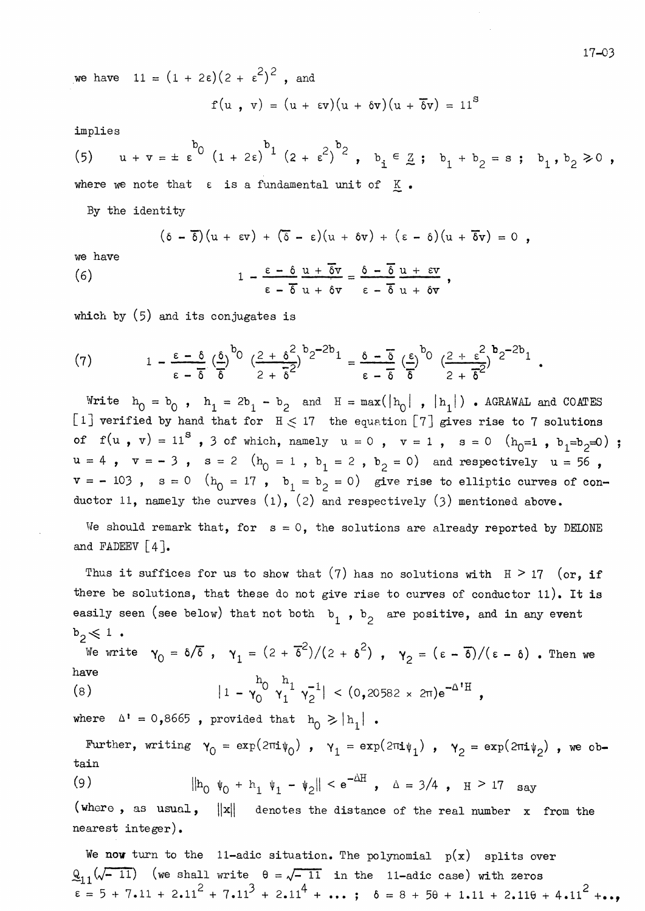we have $11 = (1 + 2\varepsilon)(2 + \varepsilon^2)^2$ , and

$$f(u , v) = (u + \varepsilon v)(u + \delta v)(u + \overline{\delta} v) = 11^s$$

implies

$$(5) \qquad u + v = \pm \varepsilon^{b_0} (1 + 2\varepsilon)^{b_1} (2 + \varepsilon^2)^{b_2} , \quad b_i \in \underset{\sim}{Z} ; \quad b_1 + b_2 = s ; \quad b_1 , b_2 \geqslant 0 ,$$

where we note that $\varepsilon$ is a fundamental unit of $\underset{\sim}{K}$ .

By the identity

$$(\delta - \overline{\delta})(u + \varepsilon v) + (\overline{\delta} - \varepsilon)(u + \delta v) + (\varepsilon - \delta)(u + \overline{\delta} v) = 0 ,$$

we have

$$(6) \qquad 1 - \frac{\varepsilon - \delta}{\varepsilon - \overline{\delta}} \frac{u + \overline{\delta} v}{u + \delta v} = \frac{\delta - \overline{\delta}}{\varepsilon - \overline{\delta}} \frac{u + \varepsilon v}{u + \delta v} ,$$

which by (5) and its conjugates is

$$(7) \qquad 1 - \frac{\varepsilon - \delta}{\varepsilon - \overline{\delta}} \left(\frac{\delta}{\overline{\delta}}\right)^{b_0} \left(\frac{2 + \delta^2}{2 + \overline{\delta}^2}\right)^{b_2 - 2b_1} = \frac{\delta - \overline{\delta}}{\varepsilon - \overline{\delta}} \left(\frac{\varepsilon}{\overline{\delta}}\right)^{b_0} \left(\frac{2 + \varepsilon^2}{2 + \overline{\delta}^2}\right)^{b_2 - 2b_1} .$$

Write $h_0 = b_0$ , $h_1 = 2b_1 - b_2$ and $H = \max(|h_0| , |h_1|)$ . AGRAWAL and COATES [1] verified by hand that for $H \leqslant 17$ the equation [7] gives rise to 7 solutions of $f(u , v) = 11^s$ , 3 of which, namely $u = 0$ , $v = 1$ , $s = 0$ $(h_0 = 1 , b_1 = b_2 = 0)$ ; $u = 4$ , $v = -3$ , $s = 2$ $(h_0 = 1 , b_1 = 2 , b_2 = 0)$ and respectively $u = 56$ , $v = -103$ , $s = 0$ $(h_0 = 17 , b_1 = b_2 = 0)$ give rise to elliptic curves of conductor 11, namely the curves (1), (2) and respectively (3) mentioned above.

We should remark that, for $s = 0$, the solutions are already reported by DELONE and FADEEV [4].

Thus it suffices for us to show that (7) has no solutions with $H > 17$ (or, if there be solutions, that these do not give rise to curves of conductor 11). It is easily seen (see below) that not both $b_1$ , $b_2$ are positive, and in any event $b_2 \leqslant 1$ .

We write $\gamma_0 = \delta/\overline{\delta}$ , $\gamma_1 = (2 + \overline{\delta}^2)/(2 + \delta^2)$ , $\gamma_2 = (\varepsilon - \overline{\delta})/(\varepsilon - \delta)$ . Then we have

$$(8) \qquad |1 - \gamma_0^{h_0} \gamma_1^{h_1} \gamma_2^{-1}| < (0{,}20582 \times 2\pi)e^{-\Delta' H} ,$$

where $\Delta' = 0{,}8665$ , provided that $h_0 \geqslant |h_1|$ .

Further, writing $\gamma_0 = \exp(2\pi i \psi_0)$ , $\gamma_1 = \exp(2\pi i \psi_1)$ , $\gamma_2 = \exp(2\pi i \psi_2)$ , we obtain

$$(9) \qquad \|h_0 \psi_0 + h_1 \psi_1 - \psi_2\| < e^{-\Delta H} , \quad \Delta = 3/4 , \quad H > 17 \text{ say}$$

(where , as usual, $\|x\|$ denotes the distance of the real number $x$ from the nearest integer).

We now turn to the 11-adic situation. The polynomial $p(x)$ splits over $\underset{\sim}{Q}_{11}(\sqrt{-11})$ (we shall write $\theta = \sqrt{-11}$ in the 11-adic case) with zeros $\varepsilon = 5 + 7.11 + 2.11^2 + 7.11^3 + 2.11^4 + \ldots$ ; $\delta = 8 + 5\theta + 1.11 + 2.11\theta + 4.11^2 + \ldots$,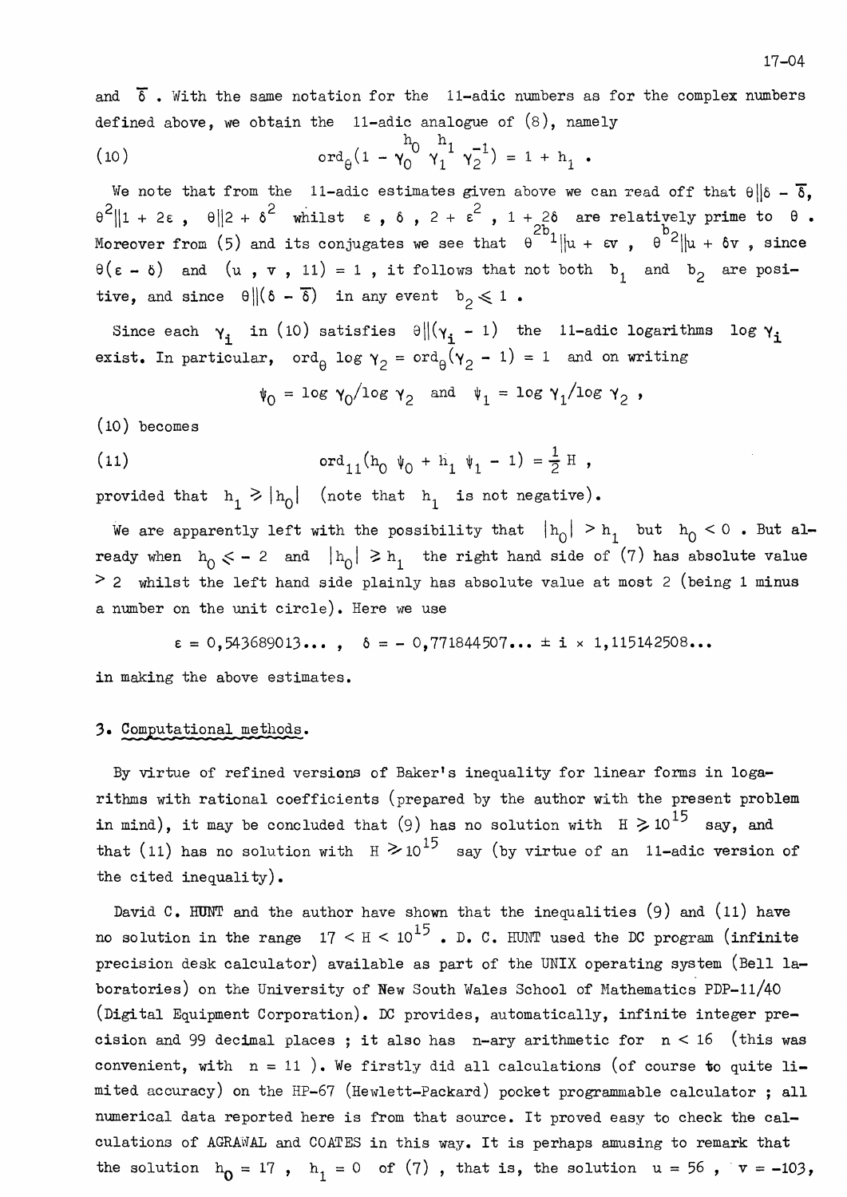and $\overline{\delta}$ . With the same notation for the 11-adic numbers as for the complex numbers defined above, we obtain the 11-adic analogue of (8), namely

$$\text{ord}_\theta(1 - \gamma_0^{h_0}\,\gamma_1^{h_1}\,\gamma_2^{-1}) = 1 + h_1 \ . \tag{10}$$

We note that from the 11-adic estimates given above we can read off that $\theta \| \delta - \overline{\delta}$, $\theta^2 \| 1 + 2\varepsilon$ , $\theta \| 2 + \delta^2$ whilst $\varepsilon$ , $\delta$ , $2 + \varepsilon^2$ , $1 + 2\delta$ are relatively prime to $\theta$ . Moreover from (5) and its conjugates we see that $\theta^{2b_1} \| u + \varepsilon v$ , $\theta^{b_2} \| u + \delta v$ , since $\theta(\varepsilon - \delta)$ and $(u , v , 11) = 1$ , it follows that not both $b_1$ and $b_2$ are positive, and since $\theta \| (\delta - \overline{\delta})$ in any event $b_2 \leqslant 1$ .

Since each $\gamma_i$ in (10) satisfies $\theta \| (\gamma_i - 1)$ the 11-adic logarithms $\log \gamma_i$ exist. In particular, $\text{ord}_\theta \log \gamma_2 = \text{ord}_\theta(\gamma_2 - 1) = 1$ and on writing

$$\psi_0 = \log \gamma_0 / \log \gamma_2 \quad \text{and} \quad \psi_1 = \log \gamma_1 / \log \gamma_2 \ ,$$

(10) becomes

$$\text{ord}_{11}(h_0\,\psi_0 + h_1\,\psi_1 - 1) = \tfrac{1}{2}\,H \ , \tag{11}$$

provided that $h_1 \geqslant |h_0|$ (note that $h_1$ is not negative).

We are apparently left with the possibility that $|h_0| > h_1$ but $h_0 < 0$ . But already when $h_0 \leqslant -2$ and $|h_0| \geqslant h_1$ the right hand side of (7) has absolute value $> 2$ whilst the left hand side plainly has absolute value at most 2 (being 1 minus a number on the unit circle). Here we use

$$\varepsilon = 0{,}543689013\ldots \ , \quad \delta = -\,0{,}771844507\ldots \pm i \times 1{,}115142508\ldots$$

in making the above estimates.

## 3. Computational methods.

By virtue of refined versions of Baker's inequality for linear forms in logarithms with rational coefficients (prepared by the author with the present problem in mind), it may be concluded that (9) has no solution with $H \geqslant 10^{15}$ say, and that (11) has no solution with $H \geqslant 10^{15}$ say (by virtue of an 11-adic version of the cited inequality).

David C. HUNT and the author have shown that the inequalities (9) and (11) have no solution in the range $17 < H < 10^{15}$ . D. C. HUNT used the DC program (infinite precision desk calculator) available as part of the UNIX operating system (Bell laboratories) on the University of New South Wales School of Mathematics PDP-11/40 (Digital Equipment Corporation). DC provides, automatically, infinite integer precision and 99 decimal places ; it also has n-ary arithmetic for $n < 16$ (this was convenient, with $n = 11$ ). We firstly did all calculations (of course to quite limited accuracy) on the HP-67 (Hewlett-Packard) pocket programmable calculator ; all numerical data reported here is from that source. It proved easy to check the calculations of AGRAWAL and COATES in this way. It is perhaps amusing to remark that the solution $h_0 = 17$ , $h_1 = 0$ of (7) , that is, the solution $u = 56$ , $v = -103$,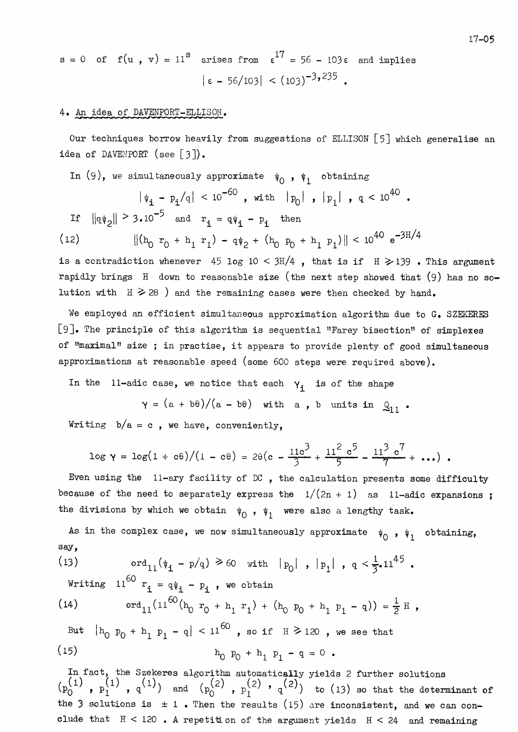$s = 0$ of $f(u, v) = 11^s$ arises from $\varepsilon^{17} = 56 - 103\varepsilon$ and implies

$$|\varepsilon - 56/103| < (103)^{-3,235} .$$

## 4. An idea of DAVENPORT-ELLISON.

Our techniques borrow heavily from suggestions of ELLISON [5] which generalise an idea of DAVENPORT (see [3]).

In (9), we simultaneously approximate $\psi_0$, $\psi_1$ obtaining

$$|\psi_i - p_i/q| < 10^{-60} , \text{ with } |p_0| , |p_1| , q < 10^{40} .$$

If $\|q\psi_2\| > 3.10^{-5}$ and $r_i = q\psi_i - p_i$ then

$$(12) \qquad \|(h_0 r_0 + h_1 r_1) - q\psi_2 + (h_0 p_0 + h_1 p_1)\| < 10^{40} e^{-3H/4}$$

is a contradiction whenever $45 \log 10 < 3H/4$, that is if $H \geqslant 139$. This argument rapidly brings $H$ down to reasonable size (the next step showed that (9) has no solution with $H \geqslant 28$) and the remaining cases were then checked by hand.

We employed an efficient simultaneous approximation algorithm due to G. SZEKERES [9]. The principle of this algorithm is sequential "Farey bisection" of simplexes of "maximal" size ; in practise, it appears to provide plenty of good simultaneous approximations at reasonable speed (some 600 steps were required above).

In the 11-adic case, we notice that each $\gamma_i$ is of the shape

$$\gamma = (a + b\theta)/(a - b\theta) \text{ with } a , b \text{ units in } \mathbb{Q}_{11} .$$

Writing $b/a = c$, we have, conveniently,

$$\log \gamma = \log(1 + c\theta)/(1 - c\theta) = 2\theta(c - \frac{11c^3}{3} + \frac{11^2 c^5}{5} - \frac{11^3 c^7}{7} + \ldots) .$$

Even using the 11-ary facility of DC, the calculation presents some difficulty because of the need to separately express the $1/(2n + 1)$ as 11-adic expansions ; the divisions by which we obtain $\psi_0$, $\psi_1$ were also a lengthy task.

As in the complex case, we now simultaneously approximate $\psi_0$, $\psi_1$ obtaining, say,

$$(13) \qquad \text{ord}_{11}(\psi_i - p/q) \geqslant 60 \text{ with } |p_0| , |p_1| , q < \tfrac{1}{3}.11^{45} .$$

Writing $11^{60} r_i = q\psi_i - p_i$, we obtain

$$(14) \qquad \text{ord}_{11}(11^{60}(h_0 r_0 + h_1 r_1) + (h_0 p_0 + h_1 p_1 - q)) = \tfrac{1}{2} H ,$$

But $|h_0 p_0 + h_1 p_1 - q| < 11^{60}$, so if $H \geqslant 120$, we see that

$$(15) \qquad h_0 p_0 + h_1 p_1 - q = 0 .$$

In fact, the Szekeres algorithm automatically yields 2 further solutions $(p_0^{(1)}, p_1^{(1)}, q^{(1)})$ and $(p_0^{(2)}, p_1^{(2)}, q^{(2)})$ to (13) so that the determinant of the 3 solutions is $\pm 1$. Then the results (15) are inconsistent, and we can conclude that $H < 120$. A repetition of the argument yields $H < 24$ and remaining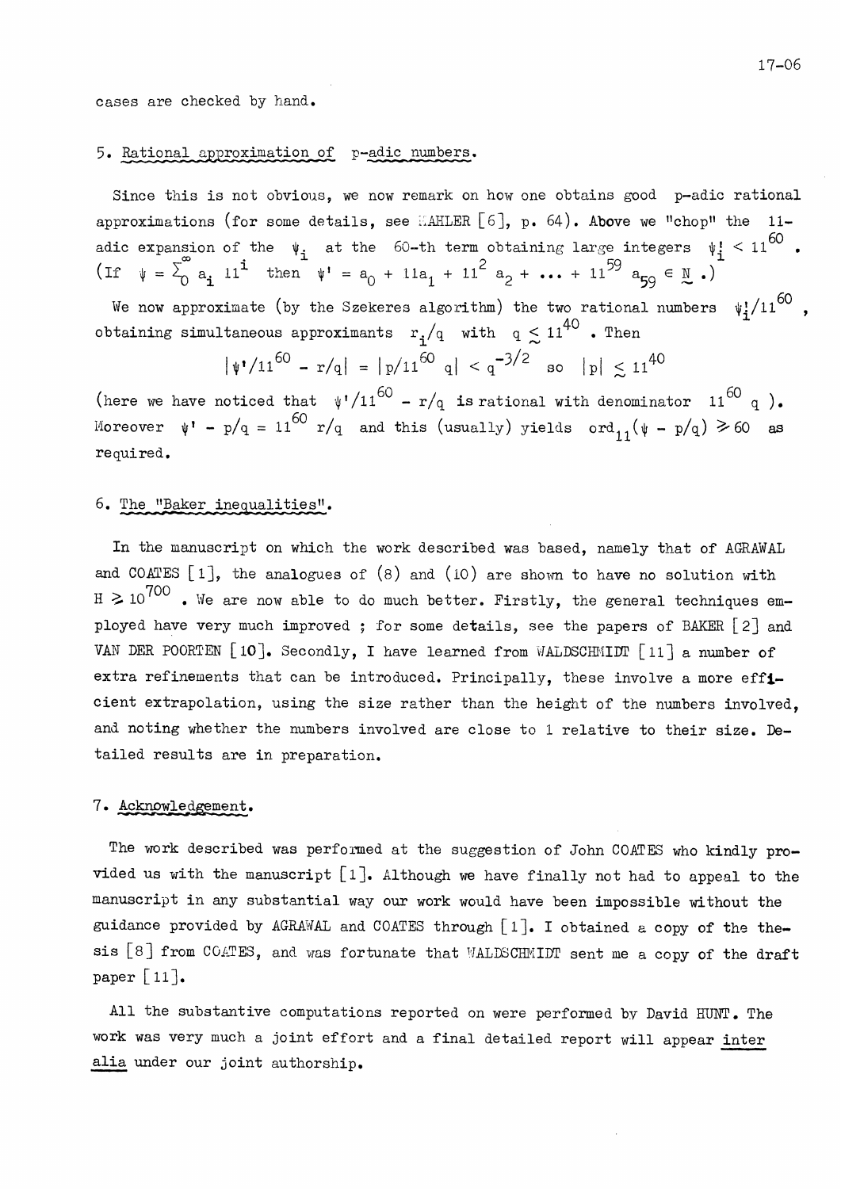cases are checked by hand.

## 5. Rational approximation of p-adic numbers.

Since this is not obvious, we now remark on how one obtains good p-adic rational approximations (for some details, see MAHLER [6], p. 64). Above we "chop" the 11-adic expansion of the $\psi_i$ at the 60-th term obtaining large integers $\psi_i' < 11^{60}$. (If $\psi = \sum_0^{\infty} a_i 11^i$ then $\psi' = a_0 + 11a_1 + 11^2 a_2 + \dots + 11^{59} a_{59} \in \underset{\sim}{N}$.)

We now approximate (by the Szekeres algorithm) the two rational numbers $\psi_i'/11^{60}$, obtaining simultaneous approximants $r_i/q$ with $q \underset{\sim}{<} 11^{40}$. Then

$$|\psi'/11^{60} - r/q| = |p/11^{60} q| < q^{-3/2} \quad \text{so} \quad |p| \underset{\sim}{<} 11^{40}$$

(here we have noticed that $\psi'/11^{60} - r/q$ is rational with denominator $11^{60} q$). Moreover $\psi' - p/q = 11^{60} r/q$ and this (usually) yields $\text{ord}_{11}(\psi - p/q) \geqslant 60$ as required.

## 6. The "Baker inequalities".

In the manuscript on which the work described was based, namely that of AGRAWAL and COATES [1], the analogues of (8) and (10) are shown to have no solution with $H \geqslant 10^{700}$. We are now able to do much better. Firstly, the general techniques employed have very much improved ; for some details, see the papers of BAKER [2] and VAN DER POORTEN [10]. Secondly, I have learned from WALDSCHMIDT [11] a number of extra refinements that can be introduced. Principally, these involve a more efficient extrapolation, using the size rather than the height of the numbers involved, and noting whether the numbers involved are close to 1 relative to their size. Detailed results are in preparation.

## 7. Acknowledgement.

The work described was performed at the suggestion of John COATES who kindly provided us with the manuscript [1]. Although we have finally not had to appeal to the manuscript in any substantial way our work would have been impossible without the guidance provided by AGRAWAL and COATES through [1]. I obtained a copy of the thesis [8] from COATES, and was fortunate that WALDSCHMIDT sent me a copy of the draft paper [11].

All the substantive computations reported on were performed by David HUNT. The work was very much a joint effort and a final detailed report will appear *inter alia* under our joint authorship.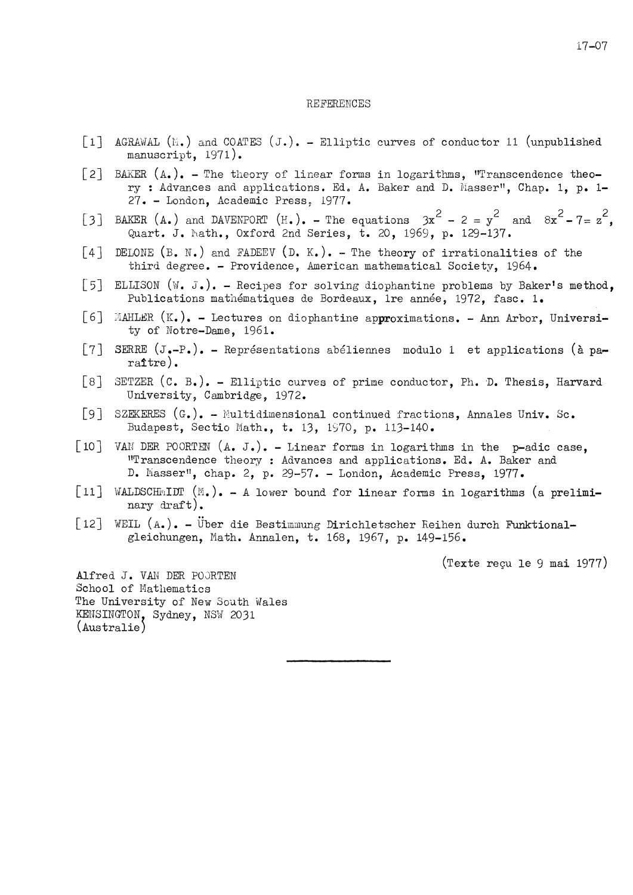## REFERENCES

[1] AGRAWAL (M.) and COATES (J.). - Elliptic curves of conductor 11 (unpublished manuscript, 1971).

[2] BAKER (A.). - The theory of linear forms in logarithms, "Transcendence theory : Advances and applications. Ed. A. Baker and D. Masser", Chap. 1, p. 1-27. - London, Academic Press, 1977.

[3] BAKER (A.) and DAVENPORT (H.). - The equations $3x^2 - 2 = y^2$ and $8x^2 - 7 = z^2$, Quart. J. Math., Oxford 2nd Series, t. 20, 1969, p. 129-137.

[4] DELONE (B. N.) and FADEEV (D. K.). - The theory of irrationalities of the third degree. - Providence, American mathematical Society, 1964.

[5] ELLISON (W. J.). - Recipes for solving diophantine problems by Baker's method, Publications mathématiques de Bordeaux, 1re année, 1972, fasc. 1.

[6] MAHLER (K.). - Lectures on diophantine approximations. - Ann Arbor, University of Notre-Dame, 1961.

[7] SERRE (J.-P.). - Représentations abéliennes modulo l et applications (à paraître).

[8] SETZER (C. B.). - Elliptic curves of prime conductor, Ph. D. Thesis, Harvard University, Cambridge, 1972.

[9] SZEKERES (G.). - Multidimensional continued fractions, Annales Univ. Sc. Budapest, Sectio Math., t. 13, 1970, p. 113-140.

[10] VAN DER POORTEN (A. J.). - Linear forms in logarithms in the p-adic case, "Transcendence theory : Advances and applications. Ed. A. Baker and D. Masser", chap. 2, p. 29-57. - London, Academic Press, 1977.

[11] WALDSCHMIDT (M.). - A lower bound for linear forms in logarithms (a preliminary draft).

[12] WEIL (A.). - Über die Bestimmung Dirichletscher Reihen durch Funktionalgleichungen, Math. Annalen, t. 168, 1967, p. 149-156.

(Texte reçu le 9 mai 1977)

Alfred J. VAN DER POORTEN
School of Mathematics
The University of New South Wales
KENSINGTON, Sydney, NSW 2031
(Australie)